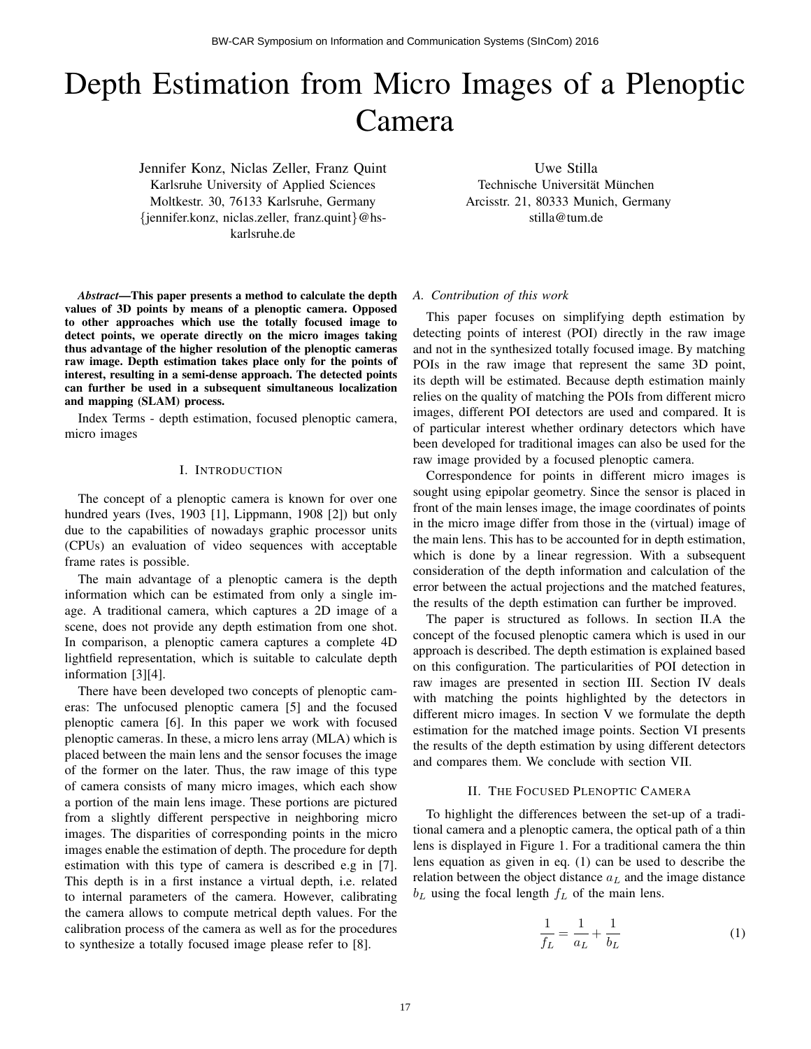# Depth Estimation from Micro Images of a Plenoptic Camera

Jennifer Konz, Niclas Zeller, Franz Quint
Karlsruhe University of Applied Sciences
Moltkestr. 30, 76133 Karlsruhe, Germany
{jennifer.konz, niclas.zeller, franz.quint}@hs-karlsruhe.de

Uwe Stilla
Technische Universität München
Arcisstr. 21, 80333 Munich, Germany
stilla@tum.de

***Abstract*—This paper presents a method to calculate the depth values of 3D points by means of a plenoptic camera. Opposed to other approaches which use the totally focused image to detect points, we operate directly on the micro images taking thus advantage of the higher resolution of the plenoptic cameras raw image. Depth estimation takes place only for the points of interest, resulting in a semi-dense approach. The detected points can further be used in a subsequent simultaneous localization and mapping (SLAM) process.**

Index Terms - depth estimation, focused plenoptic camera, micro images

## I. Introduction

The concept of a plenoptic camera is known for over one hundred years (Ives, 1903 [1], Lippmann, 1908 [2]) but only due to the capabilities of nowadays graphic processor units (CPUs) an evaluation of video sequences with acceptable frame rates is possible.

The main advantage of a plenoptic camera is the depth information which can be estimated from only a single image. A traditional camera, which captures a 2D image of a scene, does not provide any depth estimation from one shot. In comparison, a plenoptic camera captures a complete 4D lightfield representation, which is suitable to calculate depth information [3][4].

There have been developed two concepts of plenoptic cameras: The unfocused plenoptic camera [5] and the focused plenoptic camera [6]. In this paper we work with focused plenoptic cameras. In these, a micro lens array (MLA) which is placed between the main lens and the sensor focuses the image of the former on the later. Thus, the raw image of this type of camera consists of many micro images, which each show a portion of the main lens image. These portions are pictured from a slightly different perspective in neighboring micro images. The disparities of corresponding points in the micro images enable the estimation of depth. The procedure for depth estimation with this type of camera is described e.g in [7]. This depth is in a first instance a virtual depth, i.e. related to internal parameters of the camera. However, calibrating the camera allows to compute metrical depth values. For the calibration process of the camera as well as for the procedures to synthesize a totally focused image please refer to [8].

### A. Contribution of this work

This paper focuses on simplifying depth estimation by detecting points of interest (POI) directly in the raw image and not in the synthesized totally focused image. By matching POIs in the raw image that represent the same 3D point, its depth will be estimated. Because depth estimation mainly relies on the quality of matching the POIs from different micro images, different POI detectors are used and compared. It is of particular interest whether ordinary detectors which have been developed for traditional images can also be used for the raw image provided by a focused plenoptic camera.

Correspondence for points in different micro images is sought using epipolar geometry. Since the sensor is placed in front of the main lenses image, the image coordinates of points in the micro image differ from those in the (virtual) image of the main lens. This has to be accounted for in depth estimation, which is done by a linear regression. With a subsequent consideration of the depth information and calculation of the error between the actual projections and the matched features, the results of the depth estimation can further be improved.

The paper is structured as follows. In section II.A the concept of the focused plenoptic camera which is used in our approach is described. The depth estimation is explained based on this configuration. The particularities of POI detection in raw images are presented in section III. Section IV deals with matching the points highlighted by the detectors in different micro images. In section V we formulate the depth estimation for the matched image points. Section VI presents the results of the depth estimation by using different detectors and compares them. We conclude with section VII.

## II. The Focused Plenoptic Camera

To highlight the differences between the set-up of a traditional camera and a plenoptic camera, the optical path of a thin lens is displayed in Figure 1. For a traditional camera the thin lens equation as given in eq. (1) can be used to describe the relation between the object distance $a_L$ and the image distance $b_L$ using the focal length $f_L$ of the main lens.

$$\frac{1}{f_L} = \frac{1}{a_L} + \frac{1}{b_L} \tag{1}$$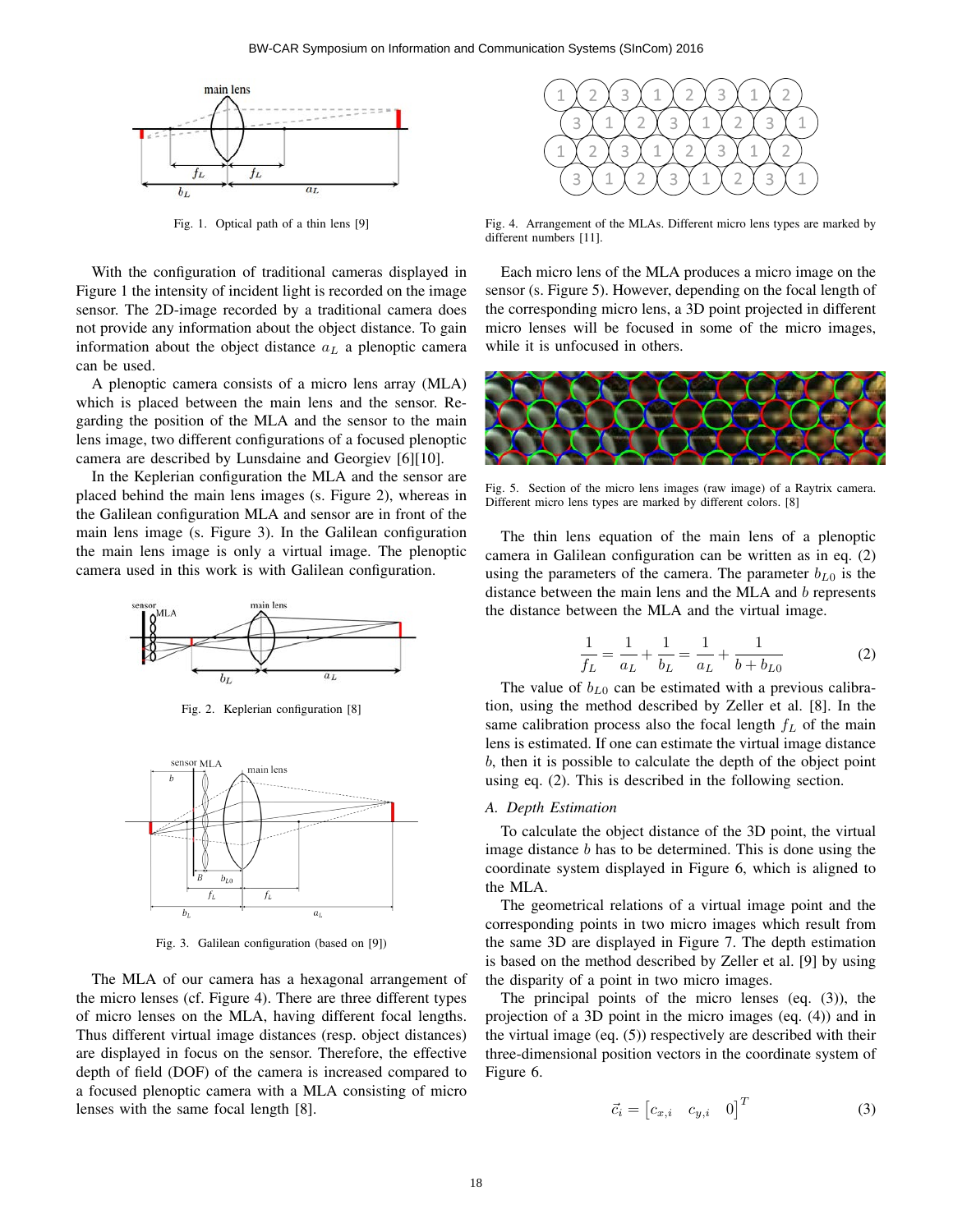Fig. 1. Optical path of a thin lens [9]

With the configuration of traditional cameras displayed in Figure 1 the intensity of incident light is recorded on the image sensor. The 2D-image recorded by a traditional camera does not provide any information about the object distance. To gain information about the object distance $a_L$ a plenoptic camera can be used.

A plenoptic camera consists of a micro lens array (MLA) which is placed between the main lens and the sensor. Regarding the position of the MLA and the sensor to the main lens image, two different configurations of a focused plenoptic camera are described by Lunsdaine and Georgiev [6][10].

In the Keplerian configuration the MLA and the sensor are placed behind the main lens images (s. Figure 2), whereas in the Galilean configuration MLA and sensor are in front of the main lens image (s. Figure 3). In the Galilean configuration the main lens image is only a virtual image. The plenoptic camera used in this work is with Galilean configuration.

Fig. 2. Keplerian configuration [8]

Fig. 3. Galilean configuration (based on [9])

The MLA of our camera has a hexagonal arrangement of the micro lenses (cf. Figure 4). There are three different types of micro lenses on the MLA, having different focal lengths. Thus different virtual image distances (resp. object distances) are displayed in focus on the sensor. Therefore, the effective depth of field (DOF) of the camera is increased compared to a focused plenoptic camera with a MLA consisting of micro lenses with the same focal length [8].

Fig. 4. Arrangement of the MLAs. Different micro lens types are marked by different numbers [11].

Each micro lens of the MLA produces a micro image on the sensor (s. Figure 5). However, depending on the focal length of the corresponding micro lens, a 3D point projected in different micro lenses will be focused in some of the micro images, while it is unfocused in others.

Fig. 5. Section of the micro lens images (raw image) of a Raytrix camera. Different micro lens types are marked by different colors. [8]

The thin lens equation of the main lens of a plenoptic camera in Galilean configuration can be written as in eq. (2) using the parameters of the camera. The parameter $b_{L0}$ is the distance between the main lens and the MLA and $b$ represents the distance between the MLA and the virtual image.

$$\frac{1}{f_L} = \frac{1}{a_L} + \frac{1}{b_L} = \frac{1}{a_L} + \frac{1}{b + b_{L0}} \tag{2}$$

The value of $b_{L0}$ can be estimated with a previous calibration, using the method described by Zeller et al. [8]. In the same calibration process also the focal length $f_L$ of the main lens is estimated. If one can estimate the virtual image distance $b$, then it is possible to calculate the depth of the object point using eq. (2). This is described in the following section.

### A. Depth Estimation

To calculate the object distance of the 3D point, the virtual image distance $b$ has to be determined. This is done using the coordinate system displayed in Figure 6, which is aligned to the MLA.

The geometrical relations of a virtual image point and the corresponding points in two micro images which result from the same 3D are displayed in Figure 7. The depth estimation is based on the method described by Zeller et al. [9] by using the disparity of a point in two micro images.

The principal points of the micro lenses (eq. (3)), the projection of a 3D point in the micro images (eq. (4)) and in the virtual image (eq. (5)) respectively are described with their three-dimensional position vectors in the coordinate system of Figure 6.

$$\vec{c}_i = \begin{bmatrix} c_{x,i} & c_{y,i} & 0 \end{bmatrix}^T \tag{3}$$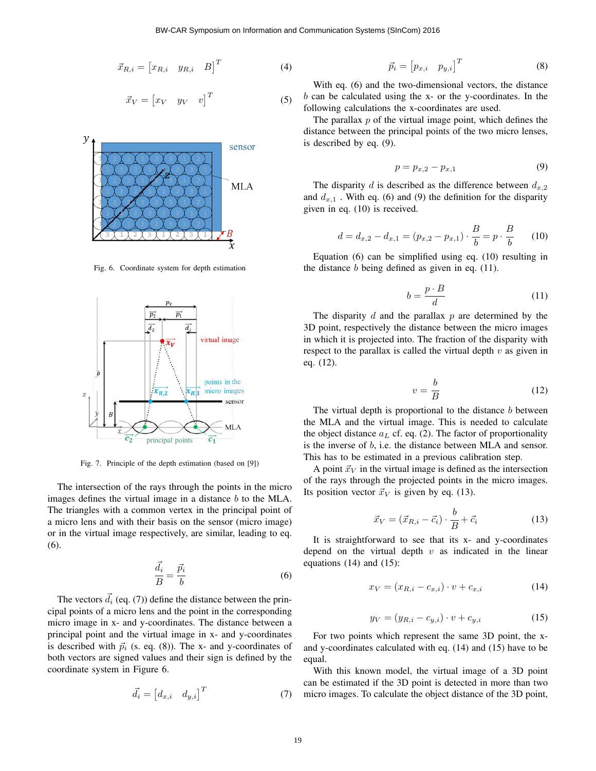$$\vec{x}_{R,i} = \begin{bmatrix} x_{R,i} & y_{R,i} & B \end{bmatrix}^T \tag{4}$$

$$\vec{x}_V = \begin{bmatrix} x_V & y_V & v \end{bmatrix}^T \tag{5}$$

Fig. 6. Coordinate system for depth estimation

Fig. 7. Principle of the depth estimation (based on [9])

The intersection of the rays through the points in the micro images defines the virtual image in a distance $b$ to the MLA. The triangles with a common vertex in the principal point of a micro lens and with their basis on the sensor (micro image) or in the virtual image respectively, are similar, leading to eq. (6).

$$\frac{\vec{d}_i}{B} = \frac{\vec{p}_i}{b} \tag{6}$$

The vectors $\vec{d}_i$ (eq. (7)) define the distance between the principal points of a micro lens and the point in the corresponding micro image in x- and y-coordinates. The distance between a principal point and the virtual image in x- and y-coordinates is described with $\vec{p}_i$ (s. eq. (8)). The x- and y-coordinates of both vectors are signed values and their sign is defined by the coordinate system in Figure 6.

$$\vec{d}_i = \begin{bmatrix} d_{x,i} & d_{y,i} \end{bmatrix}^T \tag{7}$$

$$\vec{p}_i = \begin{bmatrix} p_{x,i} & p_{y,i} \end{bmatrix}^T \tag{8}$$

With eq. (6) and the two-dimensional vectors, the distance $b$ can be calculated using the x- or the y-coordinates. In the following calculations the x-coordinates are used.

The parallax $p$ of the virtual image point, which defines the distance between the principal points of the two micro lenses, is described by eq. (9).

$$p = p_{x,2} - p_{x,1} \tag{9}$$

The disparity $d$ is described as the difference between $d_{x,2}$ and $d_{x,1}$ . With eq. (6) and (9) the definition for the disparity given in eq. (10) is received.

$$d = d_{x,2} - d_{x,1} = (p_{x,2} - p_{x,1}) \cdot \frac{B}{b} = p \cdot \frac{B}{b} \tag{10}$$

Equation (6) can be simplified using eq. (10) resulting in the distance $b$ being defined as given in eq. (11).

$$b = \frac{p \cdot B}{d} \tag{11}$$

The disparity $d$ and the parallax $p$ are determined by the 3D point, respectively the distance between the micro images in which it is projected into. The fraction of the disparity with respect to the parallax is called the virtual depth $v$ as given in eq. (12).

$$v = \frac{b}{B} \tag{12}$$

The virtual depth is proportional to the distance $b$ between the MLA and the virtual image. This is needed to calculate the object distance $a_L$ cf. eq. (2). The factor of proportionality is the inverse of $b$, i.e. the distance between MLA and sensor. This has to be estimated in a previous calibration step.

A point $\vec{x}_V$ in the virtual image is defined as the intersection of the rays through the projected points in the micro images. Its position vector $\vec{x}_V$ is given by eq. (13).

$$\vec{x}_V = (\vec{x}_{R,i} - \vec{c}_i) \cdot \frac{b}{B} + \vec{c}_i \tag{13}$$

It is straightforward to see that its x- and y-coordinates depend on the virtual depth $v$ as indicated in the linear equations (14) and (15):

$$x_V = (x_{R,i} - c_{x,i}) \cdot v + c_{x,i} \tag{14}$$

$$y_V = (y_{R,i} - c_{y,i}) \cdot v + c_{y,i} \tag{15}$$

For two points which represent the same 3D point, the x- and y-coordinates calculated with eq. (14) and (15) have to be equal.

With this known model, the virtual image of a 3D point can be estimated if the 3D point is detected in more than two micro images. To calculate the object distance of the 3D point,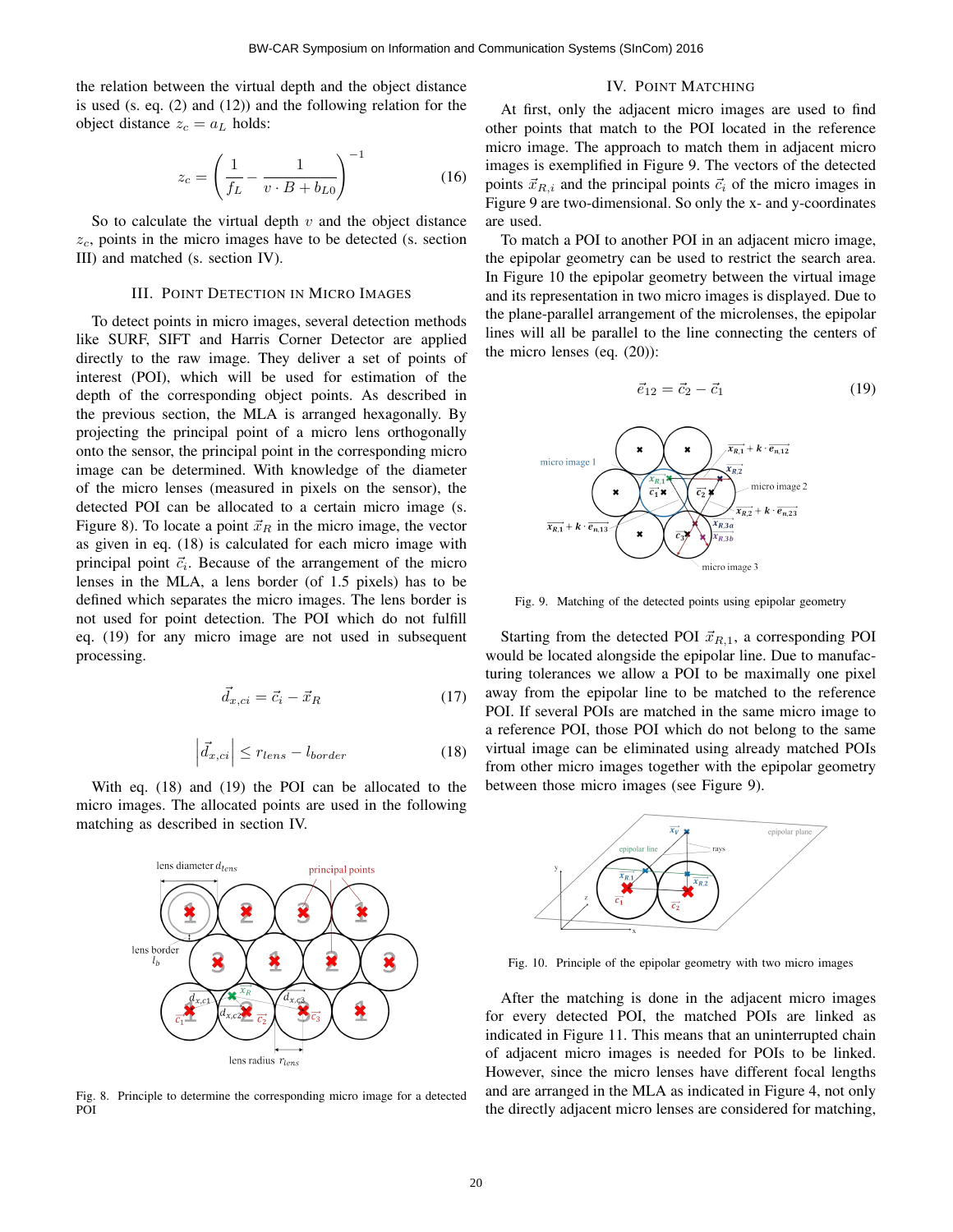the relation between the virtual depth and the object distance is used (s. eq. (2) and (12)) and the following relation for the object distance $z_c = a_L$ holds:

$$z_c = \left( \frac{1}{f_L} - \frac{1}{v \cdot B + b_{L0}} \right)^{-1} \tag{16}$$

So to calculate the virtual depth $v$ and the object distance $z_c$, points in the micro images have to be detected (s. section III) and matched (s. section IV).

## III. Point Detection in Micro Images

To detect points in micro images, several detection methods like SURF, SIFT and Harris Corner Detector are applied directly to the raw image. They deliver a set of points of interest (POI), which will be used for estimation of the depth of the corresponding object points. As described in the previous section, the MLA is arranged hexagonally. By projecting the principal point of a micro lens orthogonally onto the sensor, the principal point in the corresponding micro image can be determined. With knowledge of the diameter of the micro lenses (measured in pixels on the sensor), the detected POI can be allocated to a certain micro image (s. Figure 8). To locate a point $\vec{x}_R$ in the micro image, the vector as given in eq. (18) is calculated for each micro image with principal point $\vec{c}_i$. Because of the arrangement of the micro lenses in the MLA, a lens border (of 1.5 pixels) has to be defined which separates the micro images. The lens border is not used for point detection. The POI which do not fulfill eq. (19) for any micro image are not used in subsequent processing.

$$\vec{d}_{x,ci} = \vec{c}_i - \vec{x}_R \tag{17}$$

$$\left| \vec{d}_{x,ci} \right| \leq r_{lens} - l_{border} \tag{18}$$

With eq. (18) and (19) the POI can be allocated to the micro images. The allocated points are used in the following matching as described in section IV.

Fig. 8. Principle to determine the corresponding micro image for a detected POI

## IV. Point Matching

At first, only the adjacent micro images are used to find other points that match to the POI located in the reference micro image. The approach to match them in adjacent micro images is exemplified in Figure 9. The vectors of the detected points $\vec{x}_{R,i}$ and the principal points $\vec{c}_i$ of the micro images in Figure 9 are two-dimensional. So only the x- and y-coordinates are used.

To match a POI to another POI in an adjacent micro image, the epipolar geometry can be used to restrict the search area. In Figure 10 the epipolar geometry between the virtual image and its representation in two micro images is displayed. Due to the plane-parallel arrangement of the microlenses, the epipolar lines will all be parallel to the line connecting the centers of the micro lenses (eq. (20)):

$$\vec{e}_{12} = \vec{c}_2 - \vec{c}_1 \tag{19}$$

Fig. 9. Matching of the detected points using epipolar geometry

Starting from the detected POI $\vec{x}_{R,1}$, a corresponding POI would be located alongside the epipolar line. Due to manufacturing tolerances we allow a POI to be maximally one pixel away from the epipolar line to be matched to the reference POI. If several POIs are matched in the same micro image to a reference POI, those POI which do not belong to the same virtual image can be eliminated using already matched POIs from other micro images together with the epipolar geometry between those micro images (see Figure 9).

Fig. 10. Principle of the epipolar geometry with two micro images

After the matching is done in the adjacent micro images for every detected POI, the matched POIs are linked as indicated in Figure 11. This means that an uninterrupted chain of adjacent micro images is needed for POIs to be linked. However, since the micro lenses have different focal lengths and are arranged in the MLA as indicated in Figure 4, not only the directly adjacent micro lenses are considered for matching,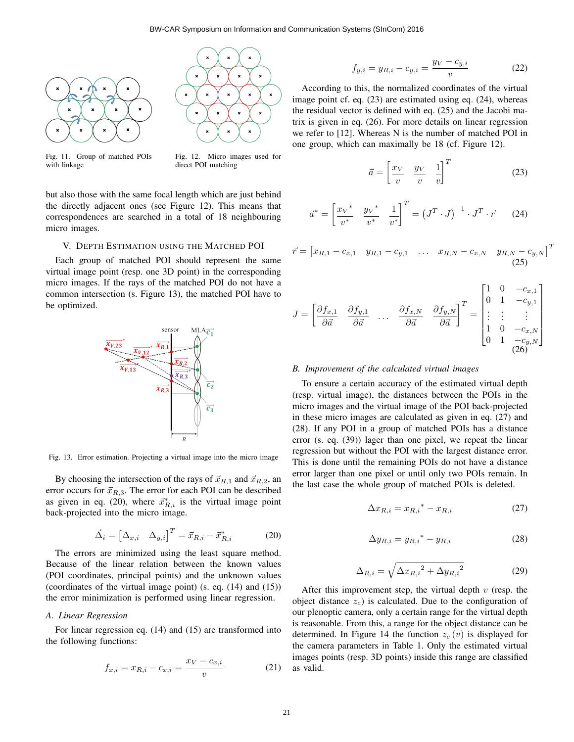Fig. 11. Group of matched POIs with linkage

Fig. 12. Micro images used for direct POI matching

but also those with the same focal length which are just behind the directly adjacent ones (see Figure 12). This means that correspondences are searched in a total of 18 neighbouring micro images.

## V. Depth Estimation using the Matched POI

Each group of matched POI should represent the same virtual image point (resp. one 3D point) in the corresponding micro images. If the rays of the matched POI do not have a common intersection (s. Figure 13), the matched POI have to be optimized.

Fig. 13. Error estimation. Projecting a virtual image into the micro image

By choosing the intersection of the rays of $\vec{x}_{R,1}$ and $\vec{x}_{R,2}$, an error occurs for $\vec{x}_{R,3}$. The error for each POI can be described as given in eq. (20), where $\vec{x}^{*}_{R,i}$ is the virtual image point back-projected into the micro image.

$$\vec{\Delta}_i = \begin{bmatrix} \Delta_{x,i} & \Delta_{y,i} \end{bmatrix}^T = \vec{x}_{R,i} - \vec{x}^{*}_{R,i} \tag{20}$$

The errors are minimized using the least square method. Because of the linear relation between the known values (POI coordinates, principal points) and the unknown values (coordinates of the virtual image point) (s. eq. (14) and (15)) the error minimization is performed using linear regression.

### A. Linear Regression

For linear regression eq. (14) and (15) are transformed into the following functions:

$$f_{x,i} = x_{R,i} - c_{x,i} = \frac{x_V - c_{x,i}}{v} \tag{21}$$

$$f_{y,i} = y_{R,i} - c_{y,i} = \frac{y_V - c_{y,i}}{v} \tag{22}$$

According to this, the normalized coordinates of the virtual image point cf. eq. (23) are estimated using eq. (24), whereas the residual vector is defined with eq. (25) and the Jacobi matrix is given in eq. (26). For more details on linear regression we refer to [12]. Whereas N is the number of matched POI in one group, which can maximally be 18 (cf. Figure 12).

$$\vec{a} = \begin{bmatrix} \frac{x_V}{v} & \frac{y_V}{v} & \frac{1}{v} \end{bmatrix}^T \tag{23}$$

$$\vec{a}^{*} = \begin{bmatrix} \frac{x_V{}^{*}}{v^{*}} & \frac{y_V{}^{*}}{v^{*}} & \frac{1}{v^{*}} \end{bmatrix}^T = \left(J^T \cdot J\right)^{-1} \cdot J^T \cdot \vec{r} \tag{24}$$

$$\vec{r} = \begin{bmatrix} x_{R,1} - c_{x,1} & y_{R,1} - c_{y,1} & \dots & x_{R,N} - c_{x,N} & y_{R,N} - c_{y,N} \end{bmatrix}^T \tag{25}$$

$$J = \begin{bmatrix} \frac{\partial f_{x,1}}{\partial \vec{a}} & \frac{\partial f_{y,1}}{\partial \vec{a}} & \dots & \frac{\partial f_{x,N}}{\partial \vec{a}} & \frac{\partial f_{y,N}}{\partial \vec{a}} \end{bmatrix}^T = \begin{bmatrix} 1 & 0 & -c_{x,1} \\ 0 & 1 & -c_{y,1} \\ \vdots & \vdots & \vdots \\ 1 & 0 & -c_{x,N} \\ 0 & 1 & -c_{y,N} \end{bmatrix} \tag{26}$$

### B. Improvement of the calculated virtual images

To ensure a certain accuracy of the estimated virtual depth (resp. virtual image), the distances between the POIs in the micro images and the virtual image of the POI back-projected in these micro images are calculated as given in eq. (27) and (28). If any POI in a group of matched POIs has a distance error (s. eq. (39)) lager than one pixel, we repeat the linear regression but without the POI with the largest distance error. This is done until the remaining POIs do not have a distance error larger than one pixel or until only two POIs remain. In the last case the whole group of matched POIs is deleted.

$$\Delta x_{R,i} = x_{R,i}{}^{*} - x_{R,i} \tag{27}$$

$$\Delta y_{R,i} = y_{R,i}{}^{*} - y_{R,i} \tag{28}$$

$$\Delta_{R,i} = \sqrt{\Delta x_{R,i}{}^2 + \Delta y_{R,i}{}^2} \tag{29}$$

After this improvement step, the virtual depth $v$ (resp. the object distance $z_c$) is calculated. Due to the configuration of our plenoptic camera, only a certain range for the virtual depth is reasonable. From this, a range for the object distance can be determined. In Figure 14 the function $z_c(v)$ is displayed for the camera parameters in Table 1. Only the estimated virtual images points (resp. 3D points) inside this range are classified as valid.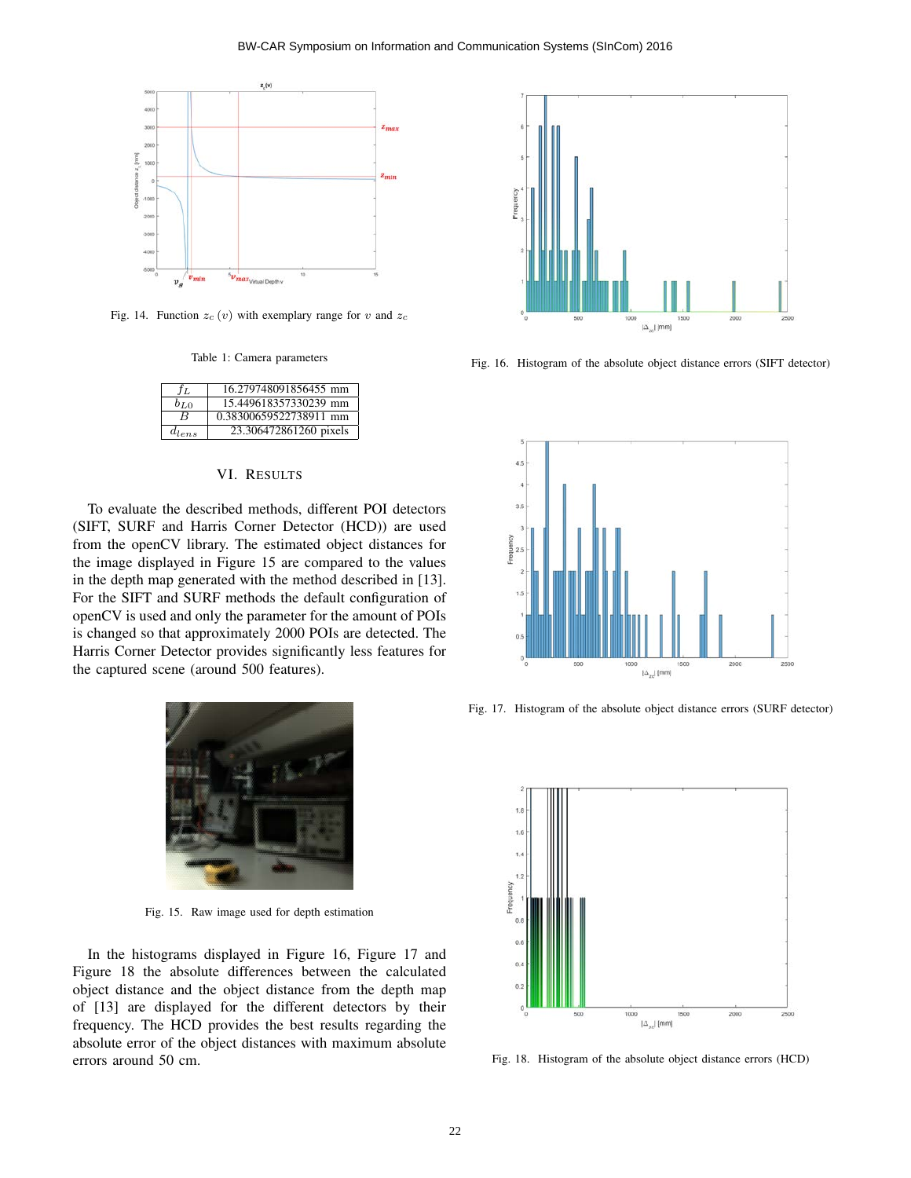Fig. 14. Function $z_c(v)$ with exemplary range for $v$ and $z_c$

Table 1: Camera parameters

| | |
|---|---|
| $f_L$ | 16.279748091856455 mm |
| $b_{L0}$ | 15.449618357330239 mm |
| $B$ | 0.383006595227389​11 mm |
| $d_{lens}$ | 23.306472861260 pixels |

## VI. Results

To evaluate the described methods, different POI detectors (SIFT, SURF and Harris Corner Detector (HCD)) are used from the openCV library. The estimated object distances for the image displayed in Figure 15 are compared to the values in the depth map generated with the method described in [13]. For the SIFT and SURF methods the default configuration of openCV is used and only the parameter for the amount of POIs is changed so that approximately 2000 POIs are detected. The Harris Corner Detector provides significantly less features for the captured scene (around 500 features).

Fig. 15. Raw image used for depth estimation

In the histograms displayed in Figure 16, Figure 17 and Figure 18 the absolute differences between the calculated object distance and the object distance from the depth map of [13] are displayed for the different detectors by their frequency. The HCD provides the best results regarding the absolute error of the object distances with maximum absolute errors around 50 cm.

Fig. 16. Histogram of the absolute object distance errors (SIFT detector)

Fig. 17. Histogram of the absolute object distance errors (SURF detector)

Fig. 18. Histogram of the absolute object distance errors (HCD)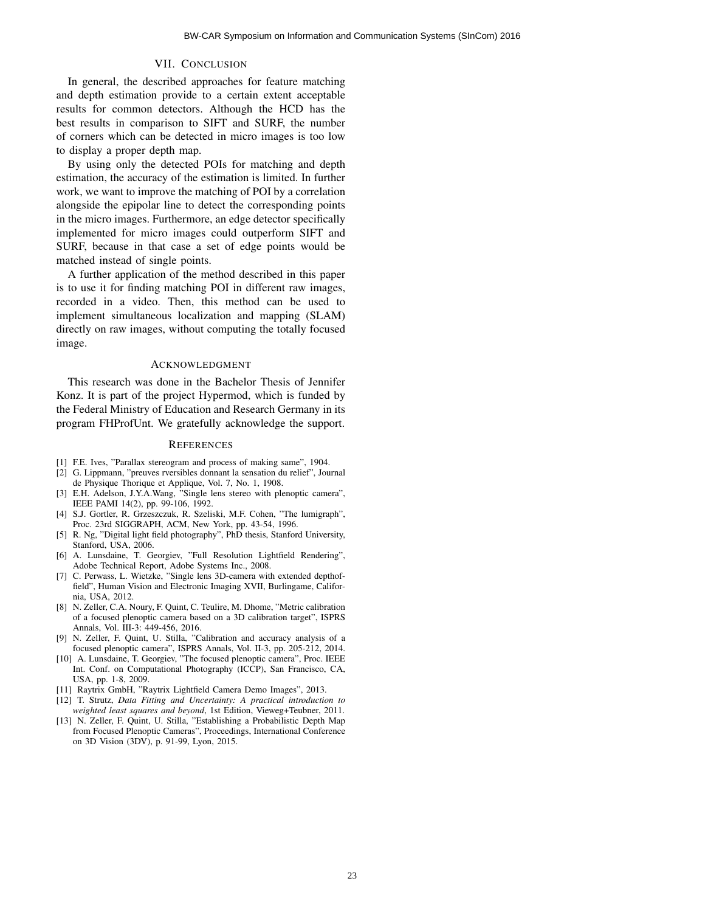## VII. Conclusion

In general, the described approaches for feature matching and depth estimation provide to a certain extent acceptable results for common detectors. Although the HCD has the best results in comparison to SIFT and SURF, the number of corners which can be detected in micro images is too low to display a proper depth map.

By using only the detected POIs for matching and depth estimation, the accuracy of the estimation is limited. In further work, we want to improve the matching of POI by a correlation alongside the epipolar line to detect the corresponding points in the micro images. Furthermore, an edge detector specifically implemented for micro images could outperform SIFT and SURF, because in that case a set of edge points would be matched instead of single points.

A further application of the method described in this paper is to use it for finding matching POI in different raw images, recorded in a video. Then, this method can be used to implement simultaneous localization and mapping (SLAM) directly on raw images, without computing the totally focused image.

## Acknowledgment

This research was done in the Bachelor Thesis of Jennifer Konz. It is part of the project Hypermod, which is funded by the Federal Ministry of Education and Research Germany in its program FHProfUnt. We gratefully acknowledge the support.

## References

[1] F.E. Ives, "Parallax stereogram and process of making same", 1904.

[2] G. Lippmann, "preuves rversibles donnant la sensation du relief", Journal de Physique Thorique et Applique, Vol. 7, No. 1, 1908.

[3] E.H. Adelson, J.Y.A.Wang, "Single lens stereo with plenoptic camera", IEEE PAMI 14(2), pp. 99-106, 1992.

[4] S.J. Gortler, R. Grzeszczuk, R. Szeliski, M.F. Cohen, "The lumigraph", Proc. 23rd SIGGRAPH, ACM, New York, pp. 43-54, 1996.

[5] R. Ng, "Digital light field photography", PhD thesis, Stanford University, Stanford, USA, 2006.

[6] A. Lunsdaine, T. Georgiev, "Full Resolution Lightfield Rendering", Adobe Technical Report, Adobe Systems Inc., 2008.

[7] C. Perwass, L. Wietzke, "Single lens 3D-camera with extended depthoffield", Human Vision and Electronic Imaging XVII, Burlingame, California, USA, 2012.

[8] N. Zeller, C.A. Noury, F. Quint, C. Teulire, M. Dhome, "Metric calibration of a focused plenoptic camera based on a 3D calibration target", ISPRS Annals, Vol. III-3: 449-456, 2016.

[9] N. Zeller, F. Quint, U. Stilla, "Calibration and accuracy analysis of a focused plenoptic camera", ISPRS Annals, Vol. II-3, pp. 205-212, 2014.

[10] A. Lunsdaine, T. Georgiev, "The focused plenoptic camera", Proc. IEEE Int. Conf. on Computational Photography (ICCP), San Francisco, CA, USA, pp. 1-8, 2009.

[11] Raytrix GmbH, "Raytrix Lightfield Camera Demo Images", 2013.

[12] T. Strutz, *Data Fitting and Uncertainty: A practical introduction to weighted least squares and beyond*, 1st Edition, Vieweg+Teubner, 2011.

[13] N. Zeller, F. Quint, U. Stilla, "Establishing a Probabilistic Depth Map from Focused Plenoptic Cameras", Proceedings, International Conference on 3D Vision (3DV), p. 91-99, Lyon, 2015.